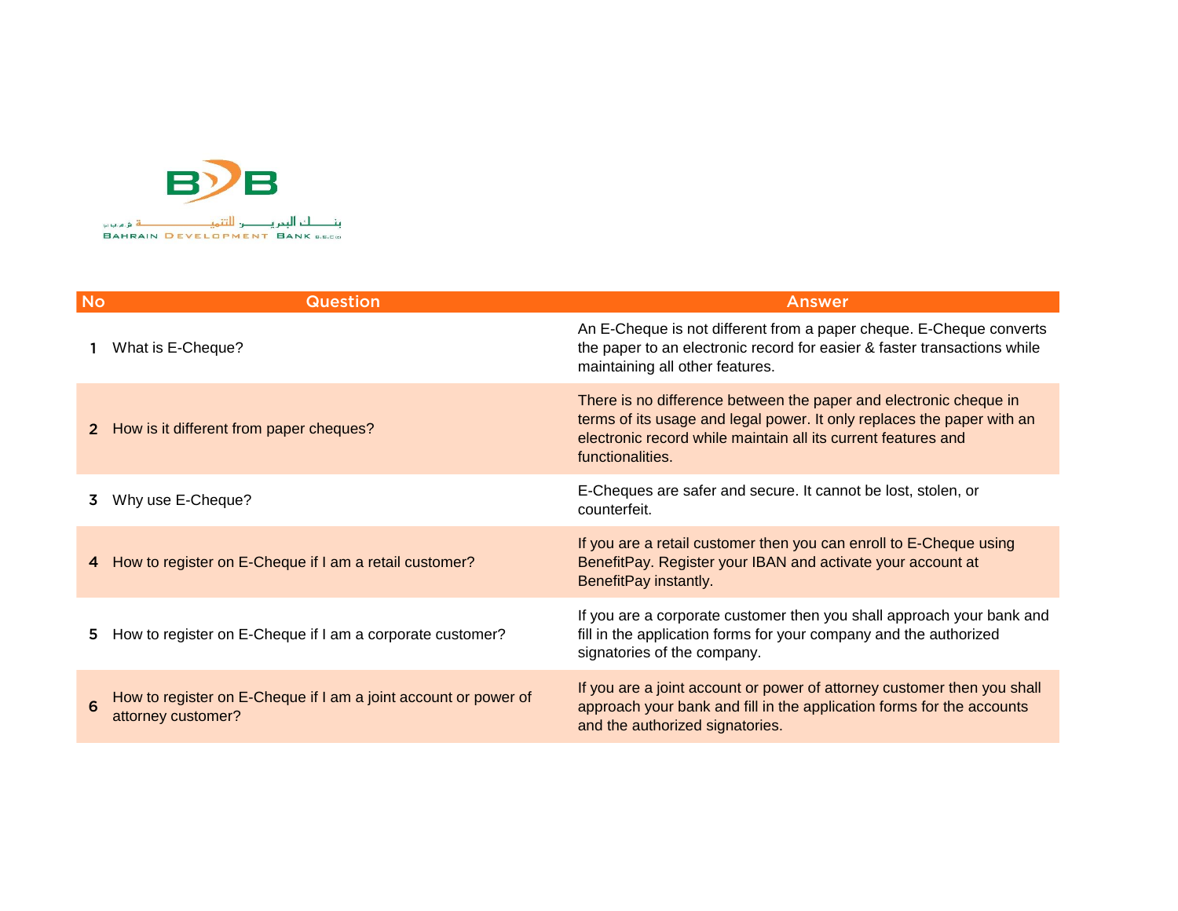BDB

بنك البحرين للتنمية ش.م.ب (م)

BAHRAIN DEVELOPMENT BANK B.S.C.(c)

| No | Question | Answer |
|---|---|---|
| 1 | What is E-Cheque? | An E-Cheque is not different from a paper cheque. E-Cheque converts the paper to an electronic record for easier & faster transactions while maintaining all other features. |
| 2 | How is it different from paper cheques? | There is no difference between the paper and electronic cheque in terms of its usage and legal power. It only replaces the paper with an electronic record while maintain all its current features and functionalities. |
| 3 | Why use E-Cheque? | E-Cheques are safer and secure. It cannot be lost, stolen, or counterfeit. |
| 4 | How to register on E-Cheque if I am a retail customer? | If you are a retail customer then you can enroll to E-Cheque using BenefitPay. Register your IBAN and activate your account at BenefitPay instantly. |
| 5 | How to register on E-Cheque if I am a corporate customer? | If you are a corporate customer then you shall approach your bank and fill in the application forms for your company and the authorized signatories of the company. |
| 6 | How to register on E-Cheque if I am a joint account or power of attorney customer? | If you are a joint account or power of attorney customer then you shall approach your bank and fill in the application forms for the accounts and the authorized signatories. |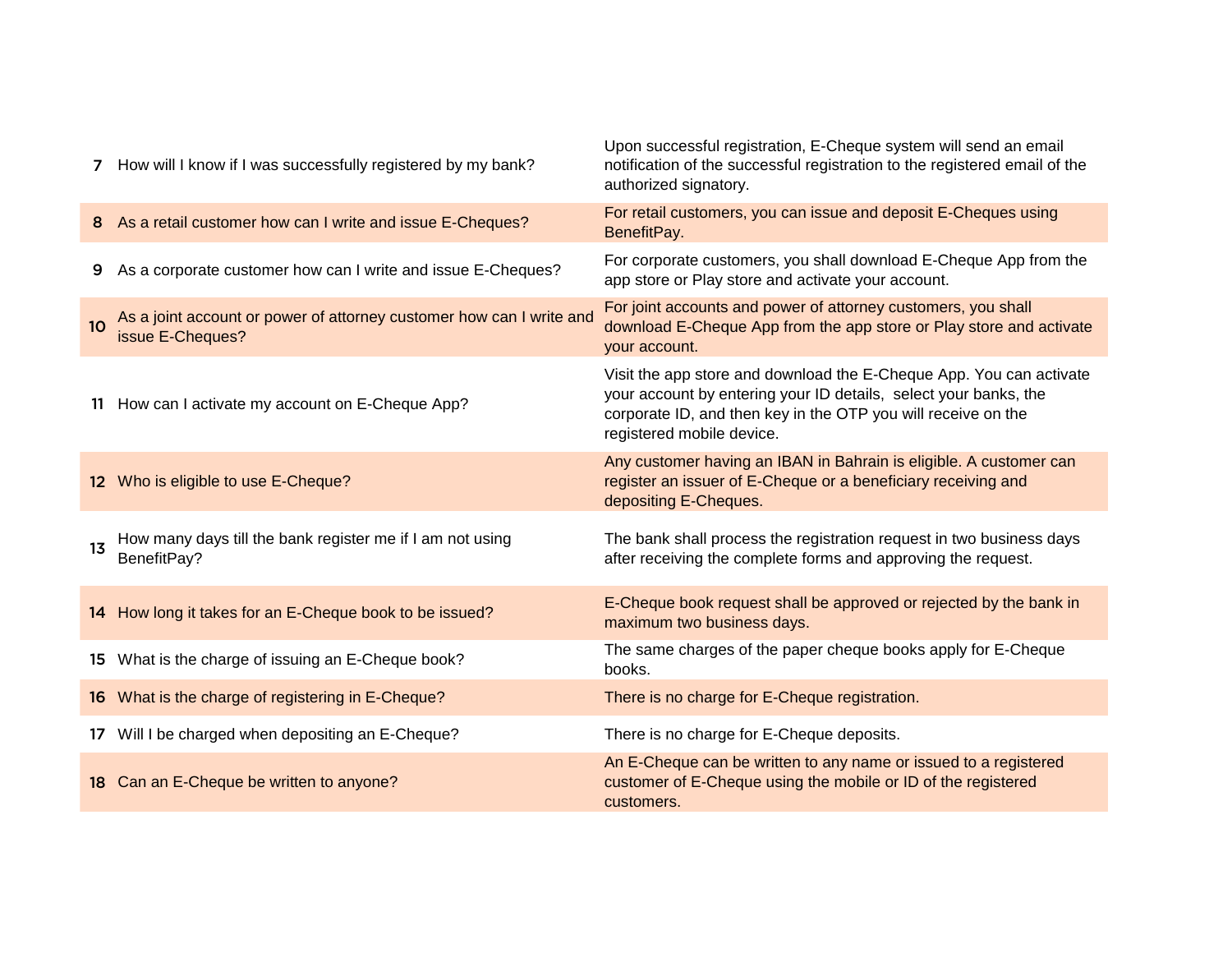| | | |
|---|---|---|
| 7 | How will I know if I was successfully registered by my bank? | Upon successful registration, E-Cheque system will send an email notification of the successful registration to the registered email of the authorized signatory. |
| 8 | As a retail customer how can I write and issue E-Cheques? | For retail customers, you can issue and deposit E-Cheques using BenefitPay. |
| 9 | As a corporate customer how can I write and issue E-Cheques? | For corporate customers, you shall download E-Cheque App from the app store or Play store and activate your account. |
| 10 | As a joint account or power of attorney customer how can I write and issue E-Cheques? | For joint accounts and power of attorney customers, you shall download E-Cheque App from the app store or Play store and activate your account. |
| 11 | How can I activate my account on E-Cheque App? | Visit the app store and download the E-Cheque App. You can activate your account by entering your ID details, select your banks, the corporate ID, and then key in the OTP you will receive on the registered mobile device. |
| 12 | Who is eligible to use E-Cheque? | Any customer having an IBAN in Bahrain is eligible. A customer can register an issuer of E-Cheque or a beneficiary receiving and depositing E-Cheques. |
| 13 | How many days till the bank register me if I am not using BenefitPay? | The bank shall process the registration request in two business days after receiving the complete forms and approving the request. |
| 14 | How long it takes for an E-Cheque book to be issued? | E-Cheque book request shall be approved or rejected by the bank in maximum two business days. |
| 15 | What is the charge of issuing an E-Cheque book? | The same charges of the paper cheque books apply for E-Cheque books. |
| 16 | What is the charge of registering in E-Cheque? | There is no charge for E-Cheque registration. |
| 17 | Will I be charged when depositing an E-Cheque? | There is no charge for E-Cheque deposits. |
| 18 | Can an E-Cheque be written to anyone? | An E-Cheque can be written to any name or issued to a registered customer of E-Cheque using the mobile or ID of the registered customers. |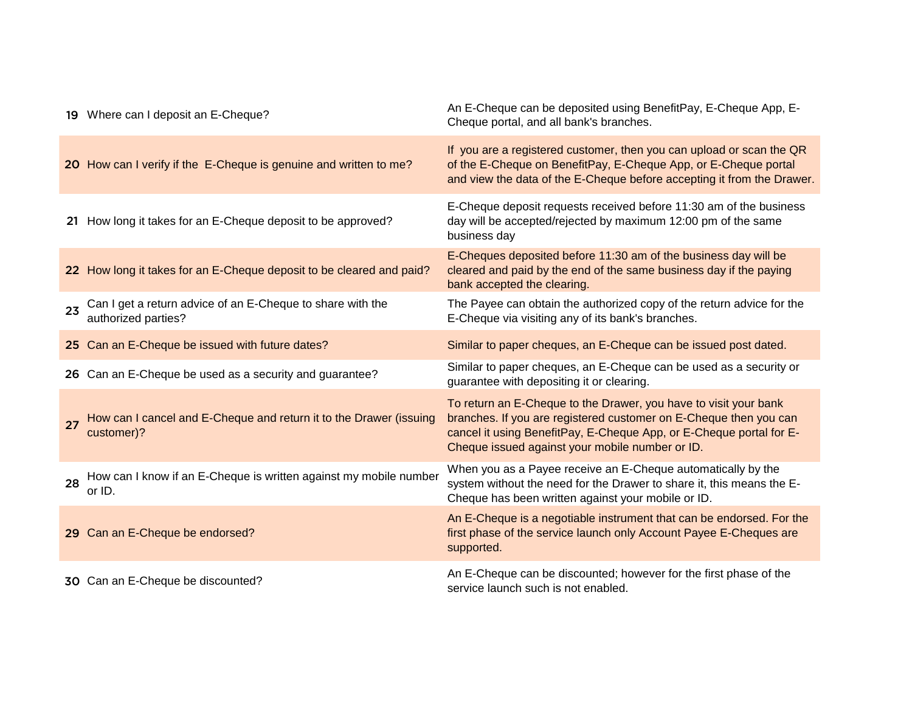| | | |
|---|---|---|
| 19 | Where can I deposit an E-Cheque? | An E-Cheque can be deposited using BenefitPay, E-Cheque App, E-Cheque portal, and all bank's branches. |
| 20 | How can I verify if the  E-Cheque is genuine and written to me? | If  you are a registered customer, then you can upload or scan the QR of the E-Cheque on BenefitPay, E-Cheque App, or E-Cheque portal and view the data of the E-Cheque before accepting it from the Drawer. |
| 21 | How long it takes for an E-Cheque deposit to be approved? | E-Cheque deposit requests received before 11:30 am of the business day will be accepted/rejected by maximum 12:00 pm of the same business day |
| 22 | How long it takes for an E-Cheque deposit to be cleared and paid? | E-Cheques deposited before 11:30 am of the business day will be cleared and paid by the end of the same business day if the paying bank accepted the clearing. |
| 23 | Can I get a return advice of an E-Cheque to share with the authorized parties? | The Payee can obtain the authorized copy of the return advice for the E-Cheque via visiting any of its bank's branches. |
| 25 | Can an E-Cheque be issued with future dates? | Similar to paper cheques, an E-Cheque can be issued post dated. |
| 26 | Can an E-Cheque be used as a security and guarantee? | Similar to paper cheques, an E-Cheque can be used as a security or guarantee with depositing it or clearing. |
| 27 | How can I cancel and E-Cheque and return it to the Drawer (issuing customer)? | To return an E-Cheque to the Drawer, you have to visit your bank branches. If you are registered customer on E-Cheque then you can cancel it using BenefitPay, E-Cheque App, or E-Cheque portal for E-Cheque issued against your mobile number or ID. |
| 28 | How can I know if an E-Cheque is written against my mobile number or ID. | When you as a Payee receive an E-Cheque automatically by the system without the need for the Drawer to share it, this means the E-Cheque has been written against your mobile or ID. |
| 29 | Can an E-Cheque be endorsed? | An E-Cheque is a negotiable instrument that can be endorsed. For the first phase of the service launch only Account Payee E-Cheques are supported. |
| 30 | Can an E-Cheque be discounted? | An E-Cheque can be discounted; however for the first phase of the service launch such is not enabled. |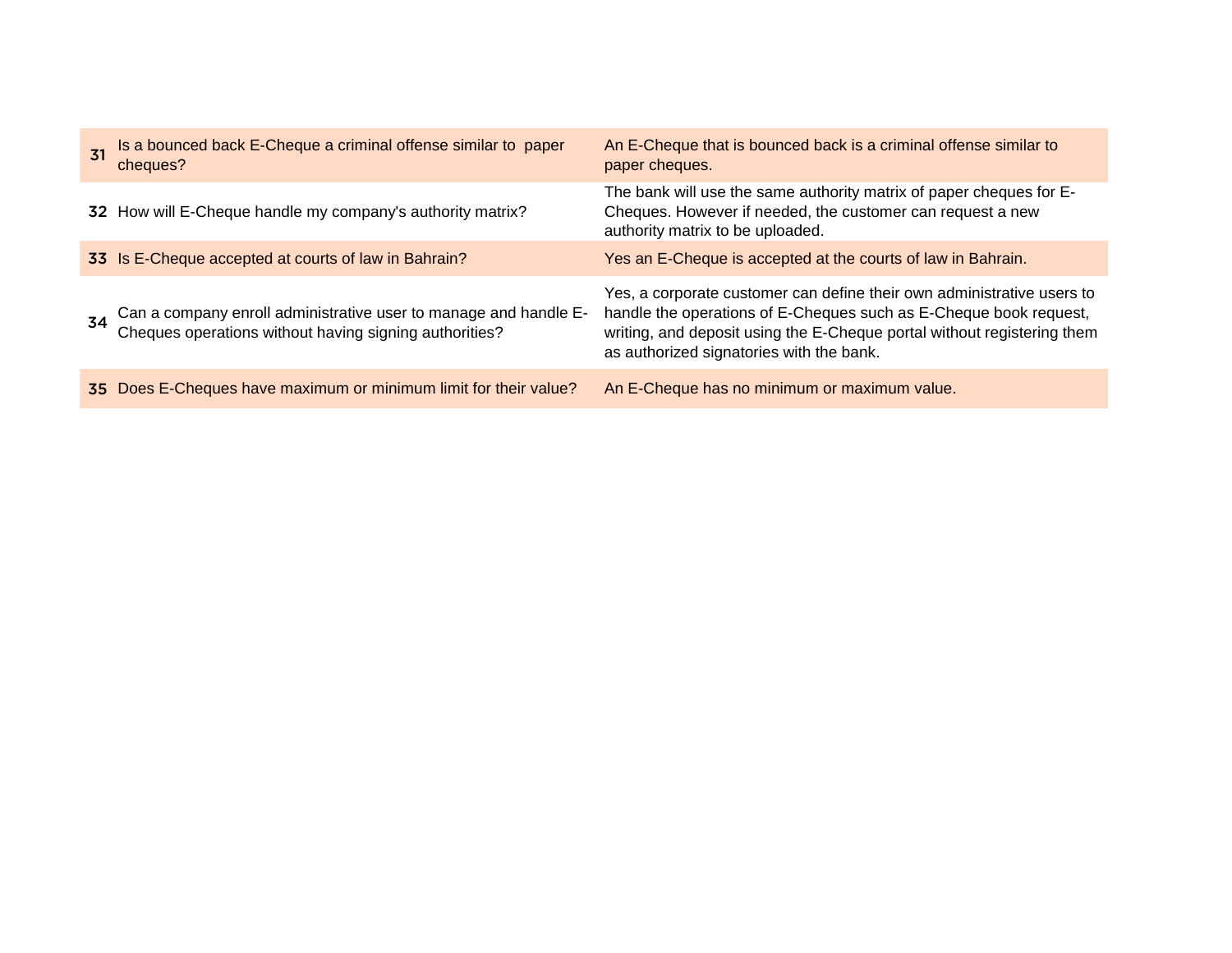| | | |
|---|---|---|
| 31 | Is a bounced back E-Cheque a criminal offense similar to  paper cheques? | An E-Cheque that is bounced back is a criminal offense similar to paper cheques. |
| 32 | How will E-Cheque handle my company's authority matrix? | The bank will use the same authority matrix of paper cheques for E-Cheques. However if needed, the customer can request a new authority matrix to be uploaded. |
| 33 | Is E-Cheque accepted at courts of law in Bahrain? | Yes an E-Cheque is accepted at the courts of law in Bahrain. |
| 34 | Can a company enroll administrative user to manage and handle E-Cheques operations without having signing authorities? | Yes, a corporate customer can define their own administrative users to handle the operations of E-Cheques such as E-Cheque book request, writing, and deposit using the E-Cheque portal without registering them as authorized signatories with the bank. |
| 35 | Does E-Cheques have maximum or minimum limit for their value? | An E-Cheque has no minimum or maximum value. |